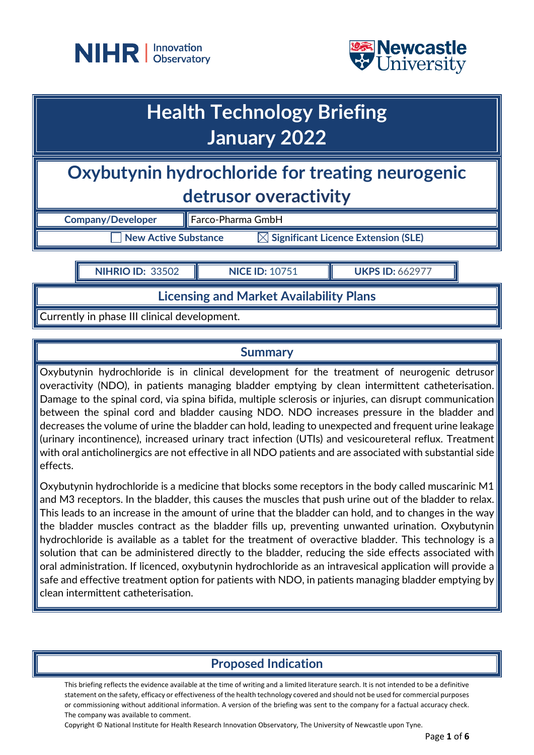# Health Technology Briefing
# January 2022

## Oxybutynin hydrochloride for treating neurogenic detrusor overactivity

| Company/Developer | Farco-Pharma GmbH |
|---|---|

☐ New Active Substance ☒ Significant Licence Extension (SLE)

| NIHRIO ID: 33502 | NICE ID: 10751 | UKPS ID: 662977 |
|---|---|---|

### Licensing and Market Availability Plans

Currently in phase III clinical development.

### Summary

Oxybutynin hydrochloride is in clinical development for the treatment of neurogenic detrusor overactivity (NDO), in patients managing bladder emptying by clean intermittent catheterisation. Damage to the spinal cord, via spina bifida, multiple sclerosis or injuries, can disrupt communication between the spinal cord and bladder causing NDO. NDO increases pressure in the bladder and decreases the volume of urine the bladder can hold, leading to unexpected and frequent urine leakage (urinary incontinence), increased urinary tract infection (UTIs) and vesicoureteral reflux. Treatment with oral anticholinergics are not effective in all NDO patients and are associated with substantial side effects.

Oxybutynin hydrochloride is a medicine that blocks some receptors in the body called muscarinic M1 and M3 receptors. In the bladder, this causes the muscles that push urine out of the bladder to relax. This leads to an increase in the amount of urine that the bladder can hold, and to changes in the way the bladder muscles contract as the bladder fills up, preventing unwanted urination. Oxybutynin hydrochloride is available as a tablet for the treatment of overactive bladder. This technology is a solution that can be administered directly to the bladder, reducing the side effects associated with oral administration. If licenced, oxybutynin hydrochloride as an intravesical application will provide a safe and effective treatment option for patients with NDO, in patients managing bladder emptying by clean intermittent catheterisation.

### Proposed Indication

This briefing reflects the evidence available at the time of writing and a limited literature search. It is not intended to be a definitive statement on the safety, efficacy or effectiveness of the health technology covered and should not be used for commercial purposes or commissioning without additional information. A version of the briefing was sent to the company for a factual accuracy check. The company was available to comment.

Copyright © National Institute for Health Research Innovation Observatory, The University of Newcastle upon Tyne.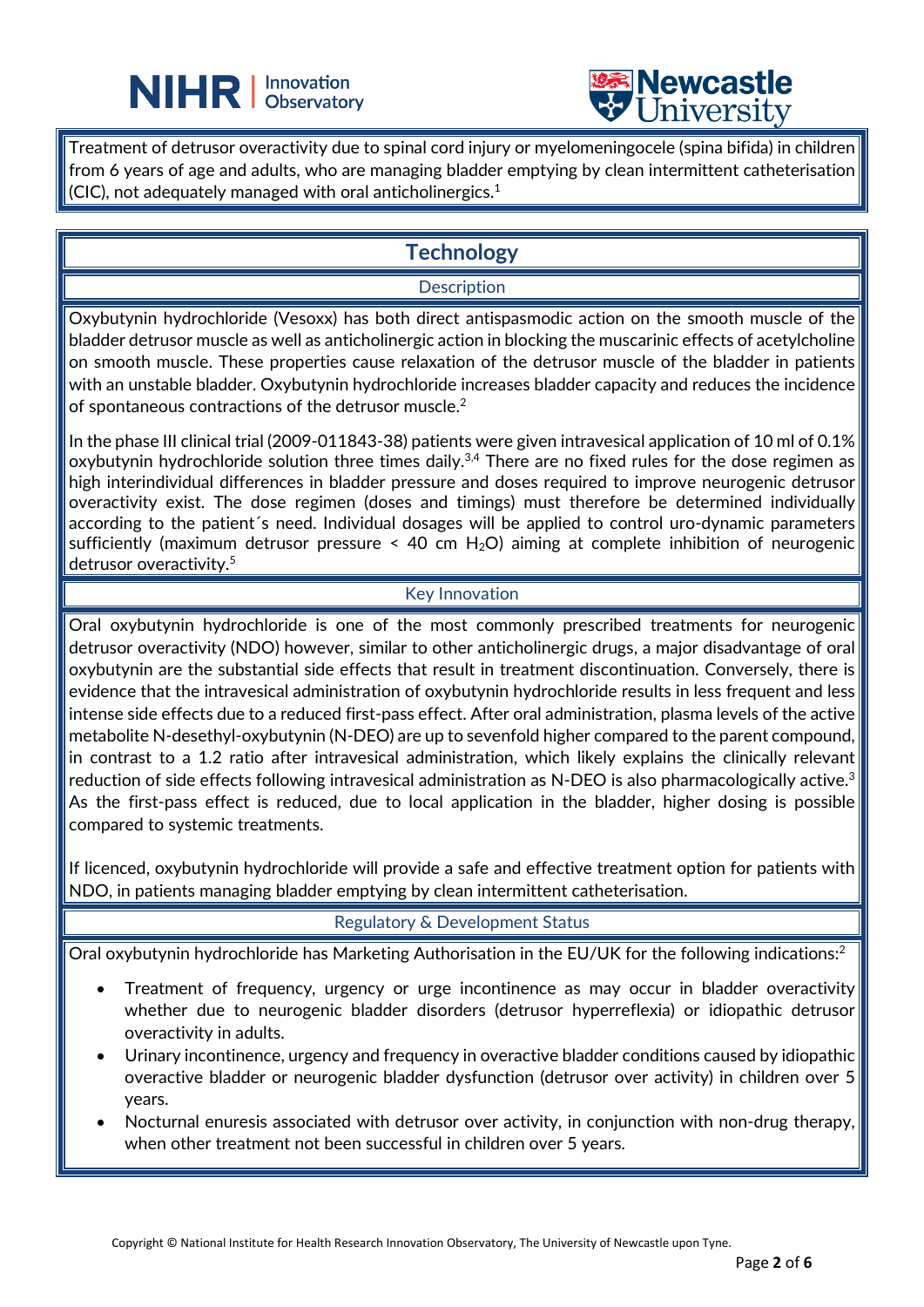Treatment of detrusor overactivity due to spinal cord injury or myelomeningocele (spina bifida) in children from 6 years of age and adults, who are managing bladder emptying by clean intermittent catheterisation (CIC), not adequately managed with oral anticholinergics.[1]

## Technology

### Description

Oxybutynin hydrochloride (Vesoxx) has both direct antispasmodic action on the smooth muscle of the bladder detrusor muscle as well as anticholinergic action in blocking the muscarinic effects of acetylcholine on smooth muscle. These properties cause relaxation of the detrusor muscle of the bladder in patients with an unstable bladder. Oxybutynin hydrochloride increases bladder capacity and reduces the incidence of spontaneous contractions of the detrusor muscle.[2]

In the phase III clinical trial (2009-011843-38) patients were given intravesical application of 10 ml of 0.1% oxybutynin hydrochloride solution three times daily.[3,4] There are no fixed rules for the dose regimen as high interindividual differences in bladder pressure and doses required to improve neurogenic detrusor overactivity exist. The dose regimen (doses and timings) must therefore be determined individually according to the patient´s need. Individual dosages will be applied to control uro-dynamic parameters sufficiently (maximum detrusor pressure < 40 cm $H_2O$) aiming at complete inhibition of neurogenic detrusor overactivity.[5]

### Key Innovation

Oral oxybutynin hydrochloride is one of the most commonly prescribed treatments for neurogenic detrusor overactivity (NDO) however, similar to other anticholinergic drugs, a major disadvantage of oral oxybutynin are the substantial side effects that result in treatment discontinuation. Conversely, there is evidence that the intravesical administration of oxybutynin hydrochloride results in less frequent and less intense side effects due to a reduced first-pass effect. After oral administration, plasma levels of the active metabolite N-desethyl-oxybutynin (N-DEO) are up to sevenfold higher compared to the parent compound, in contrast to a 1.2 ratio after intravesical administration, which likely explains the clinically relevant reduction of side effects following intravesical administration as N-DEO is also pharmacologically active.[3] As the first-pass effect is reduced, due to local application in the bladder, higher dosing is possible compared to systemic treatments.

If licenced, oxybutynin hydrochloride will provide a safe and effective treatment option for patients with NDO, in patients managing bladder emptying by clean intermittent catheterisation.

### Regulatory & Development Status

Oral oxybutynin hydrochloride has Marketing Authorisation in the EU/UK for the following indications:[2]

- Treatment of frequency, urgency or urge incontinence as may occur in bladder overactivity whether due to neurogenic bladder disorders (detrusor hyperreflexia) or idiopathic detrusor overactivity in adults.
- Urinary incontinence, urgency and frequency in overactive bladder conditions caused by idiopathic overactive bladder or neurogenic bladder dysfunction (detrusor over activity) in children over 5 years.
- Nocturnal enuresis associated with detrusor over activity, in conjunction with non-drug therapy, when other treatment not been successful in children over 5 years.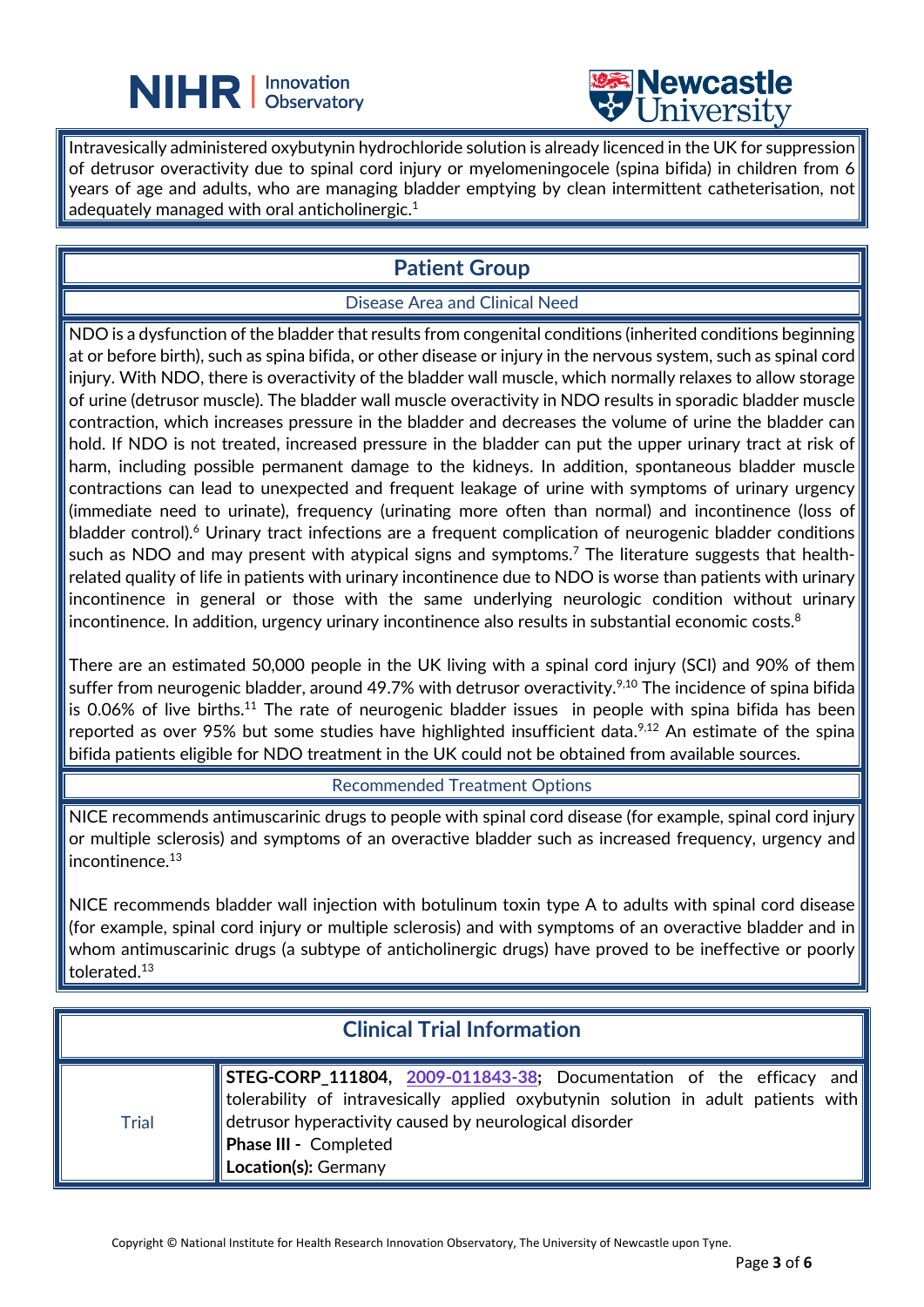Intravesically administered oxybutynin hydrochloride solution is already licenced in the UK for suppression of detrusor overactivity due to spinal cord injury or myelomeningocele (spina bifida) in children from 6 years of age and adults, who are managing bladder emptying by clean intermittent catheterisation, not adequately managed with oral anticholinergic.[1]

## Patient Group

### Disease Area and Clinical Need

NDO is a dysfunction of the bladder that results from congenital conditions (inherited conditions beginning at or before birth), such as spina bifida, or other disease or injury in the nervous system, such as spinal cord injury. With NDO, there is overactivity of the bladder wall muscle, which normally relaxes to allow storage of urine (detrusor muscle). The bladder wall muscle overactivity in NDO results in sporadic bladder muscle contraction, which increases pressure in the bladder and decreases the volume of urine the bladder can hold. If NDO is not treated, increased pressure in the bladder can put the upper urinary tract at risk of harm, including possible permanent damage to the kidneys. In addition, spontaneous bladder muscle contractions can lead to unexpected and frequent leakage of urine with symptoms of urinary urgency (immediate need to urinate), frequency (urinating more often than normal) and incontinence (loss of bladder control).[6] Urinary tract infections are a frequent complication of neurogenic bladder conditions such as NDO and may present with atypical signs and symptoms.[7] The literature suggests that health-related quality of life in patients with urinary incontinence due to NDO is worse than patients with urinary incontinence in general or those with the same underlying neurologic condition without urinary incontinence. In addition, urgency urinary incontinence also results in substantial economic costs.[8]

There are an estimated 50,000 people in the UK living with a spinal cord injury (SCI) and 90% of them suffer from neurogenic bladder, around 49.7% with detrusor overactivity.[9,10] The incidence of spina bifida is 0.06% of live births.[11] The rate of neurogenic bladder issues in people with spina bifida has been reported as over 95% but some studies have highlighted insufficient data.[9,12] An estimate of the spina bifida patients eligible for NDO treatment in the UK could not be obtained from available sources.

### Recommended Treatment Options

NICE recommends antimuscarinic drugs to people with spinal cord disease (for example, spinal cord injury or multiple sclerosis) and symptoms of an overactive bladder such as increased frequency, urgency and incontinence.[13]

NICE recommends bladder wall injection with botulinum toxin type A to adults with spinal cord disease (for example, spinal cord injury or multiple sclerosis) and with symptoms of an overactive bladder and in whom antimuscarinic drugs (a subtype of anticholinergic drugs) have proved to be ineffective or poorly tolerated.[13]

## Clinical Trial Information

| | |
|---|---|
| Trial | **STEG-CORP_111804, 2009-011843-38;** Documentation of the efficacy and tolerability of intravesically applied oxybutynin solution in adult patients with detrusor hyperactivity caused by neurological disorder<br>**Phase III -** Completed<br>**Location(s):** Germany |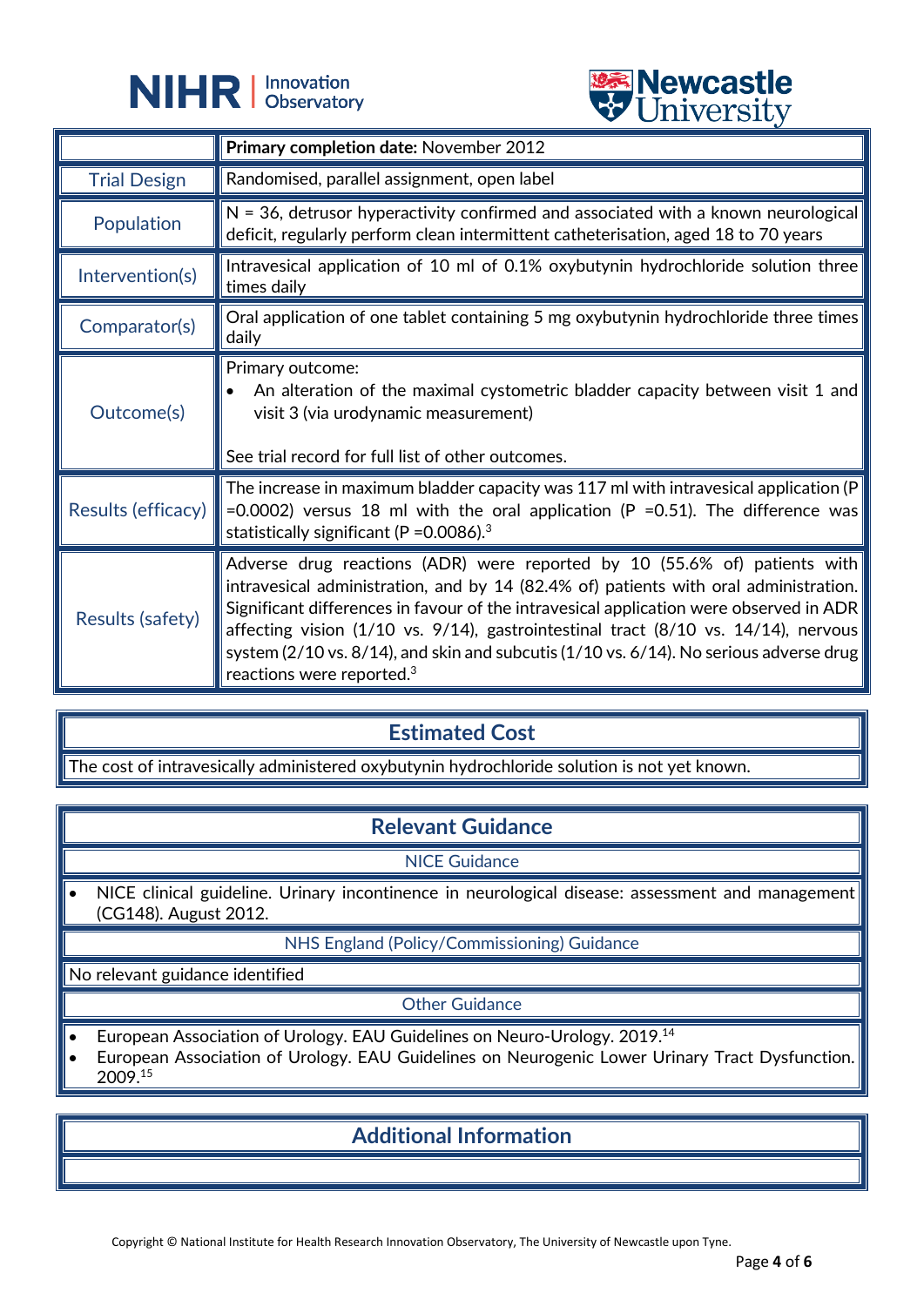|  | **Primary completion date:** November 2012 |
|---|---|
| Trial Design | Randomised, parallel assignment, open label |
| Population | N = 36, detrusor hyperactivity confirmed and associated with a known neurological deficit, regularly perform clean intermittent catheterisation, aged 18 to 70 years |
| Intervention(s) | Intravesical application of 10 ml of 0.1% oxybutynin hydrochloride solution three times daily |
| Comparator(s) | Oral application of one tablet containing 5 mg oxybutynin hydrochloride three times daily |
| Outcome(s) | Primary outcome:<br>• An alteration of the maximal cystometric bladder capacity between visit 1 and visit 3 (via urodynamic measurement)<br><br>See trial record for full list of other outcomes. |
| Results (efficacy) | The increase in maximum bladder capacity was 117 ml with intravesical application (P =0.0002) versus 18 ml with the oral application (P =0.51). The difference was statistically significant (P =0.0086).[3] |
| Results (safety) | Adverse drug reactions (ADR) were reported by 10 (55.6% of) patients with intravesical administration, and by 14 (82.4% of) patients with oral administration. Significant differences in favour of the intravesical application were observed in ADR affecting vision (1/10 vs. 9/14), gastrointestinal tract (8/10 vs. 14/14), nervous system (2/10 vs. 8/14), and skin and subcutis (1/10 vs. 6/14). No serious adverse drug reactions were reported.[3] |

## Estimated Cost

The cost of intravesically administered oxybutynin hydrochloride solution is not yet known.

## Relevant Guidance

### NICE Guidance

- NICE clinical guideline. Urinary incontinence in neurological disease: assessment and management (CG148). August 2012.

### NHS England (Policy/Commissioning) Guidance

No relevant guidance identified

### Other Guidance

- European Association of Urology. EAU Guidelines on Neuro-Urology. 2019.[14]
- European Association of Urology. EAU Guidelines on Neurogenic Lower Urinary Tract Dysfunction. 2009.[15]

## Additional Information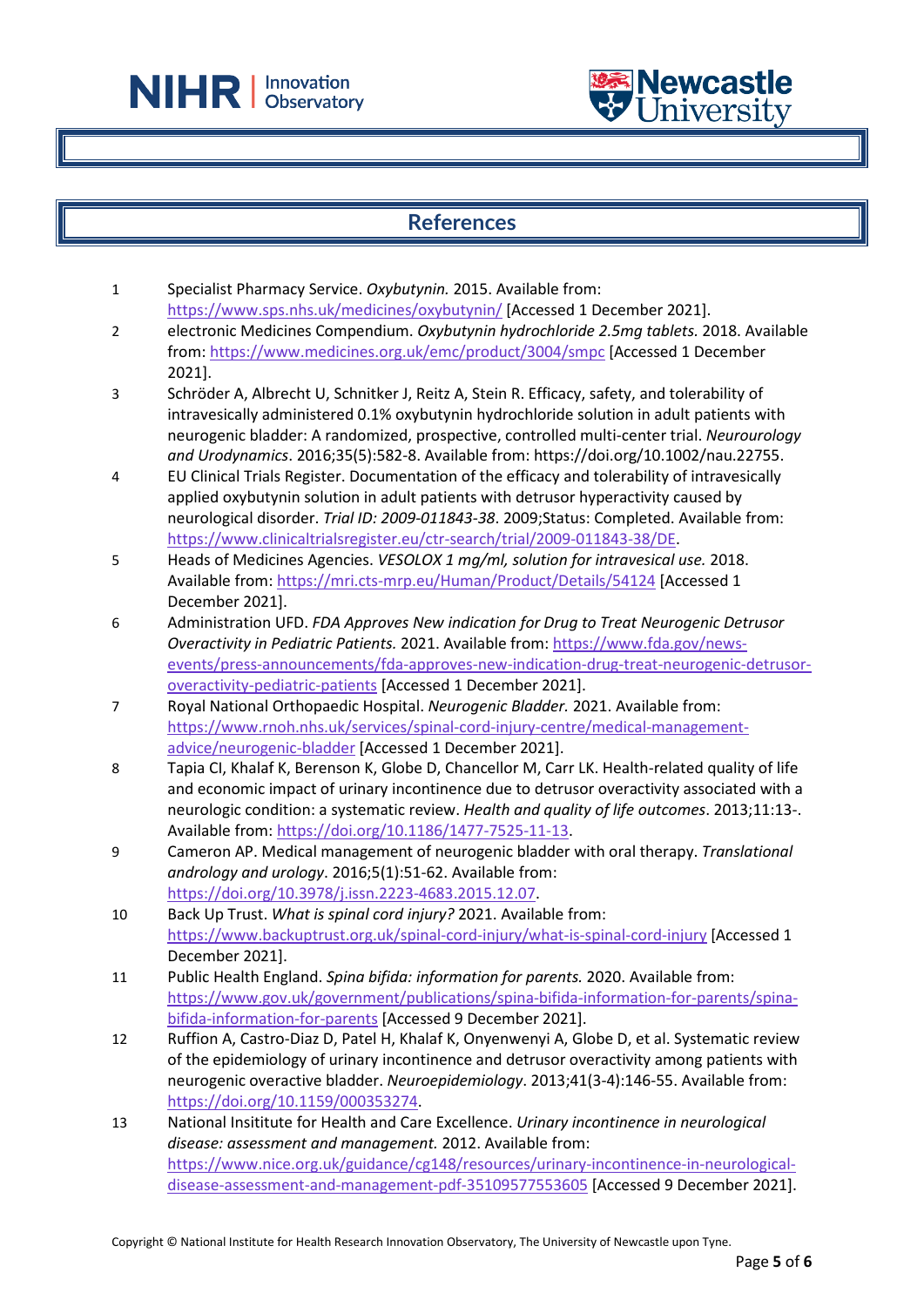## References

1. Specialist Pharmacy Service. *Oxybutynin.* 2015. Available from: https://www.sps.nhs.uk/medicines/oxybutynin/ [Accessed 1 December 2021].
2. electronic Medicines Compendium. *Oxybutynin hydrochloride 2.5mg tablets.* 2018. Available from: https://www.medicines.org.uk/emc/product/3004/smpc [Accessed 1 December 2021].
3. Schröder A, Albrecht U, Schnitker J, Reitz A, Stein R. Efficacy, safety, and tolerability of intravesically administered 0.1% oxybutynin hydrochloride solution in adult patients with neurogenic bladder: A randomized, prospective, controlled multi-center trial. *Neurourology and Urodynamics*. 2016;35(5):582-8. Available from: https://doi.org/10.1002/nau.22755.
4. EU Clinical Trials Register. Documentation of the efficacy and tolerability of intravesically applied oxybutynin solution in adult patients with detrusor hyperactivity caused by neurological disorder. *Trial ID: 2009-011843-38*. 2009;Status: Completed. Available from: https://www.clinicaltrialsregister.eu/ctr-search/trial/2009-011843-38/DE.
5. Heads of Medicines Agencies. *VESOLOX 1 mg/ml, solution for intravesical use.* 2018. Available from: https://mri.cts-mrp.eu/Human/Product/Details/54124 [Accessed 1 December 2021].
6. Administration UFD. *FDA Approves New indication for Drug to Treat Neurogenic Detrusor Overactivity in Pediatric Patients.* 2021. Available from: https://www.fda.gov/news-events/press-announcements/fda-approves-new-indication-drug-treat-neurogenic-detrusor-overactivity-pediatric-patients [Accessed 1 December 2021].
7. Royal National Orthopaedic Hospital. *Neurogenic Bladder.* 2021. Available from: https://www.rnoh.nhs.uk/services/spinal-cord-injury-centre/medical-management-advice/neurogenic-bladder [Accessed 1 December 2021].
8. Tapia CI, Khalaf K, Berenson K, Globe D, Chancellor M, Carr LK. Health-related quality of life and economic impact of urinary incontinence due to detrusor overactivity associated with a neurologic condition: a systematic review. *Health and quality of life outcomes*. 2013;11:13-. Available from: https://doi.org/10.1186/1477-7525-11-13.
9. Cameron AP. Medical management of neurogenic bladder with oral therapy. *Translational andrology and urology*. 2016;5(1):51-62. Available from: https://doi.org/10.3978/j.issn.2223-4683.2015.12.07.
10. Back Up Trust. *What is spinal cord injury?* 2021. Available from: https://www.backuptrust.org.uk/spinal-cord-injury/what-is-spinal-cord-injury [Accessed 1 December 2021].
11. Public Health England. *Spina bifida: information for parents.* 2020. Available from: https://www.gov.uk/government/publications/spina-bifida-information-for-parents/spina-bifida-information-for-parents [Accessed 9 December 2021].
12. Ruffion A, Castro-Diaz D, Patel H, Khalaf K, Onyenwenyi A, Globe D, et al. Systematic review of the epidemiology of urinary incontinence and detrusor overactivity among patients with neurogenic overactive bladder. *Neuroepidemiology*. 2013;41(3-4):146-55. Available from: https://doi.org/10.1159/000353274.
13. National Insititute for Health and Care Excellence. *Urinary incontinence in neurological disease: assessment and management.* 2012. Available from: https://www.nice.org.uk/guidance/cg148/resources/urinary-incontinence-in-neurological-disease-assessment-and-management-pdf-35109577553605 [Accessed 9 December 2021].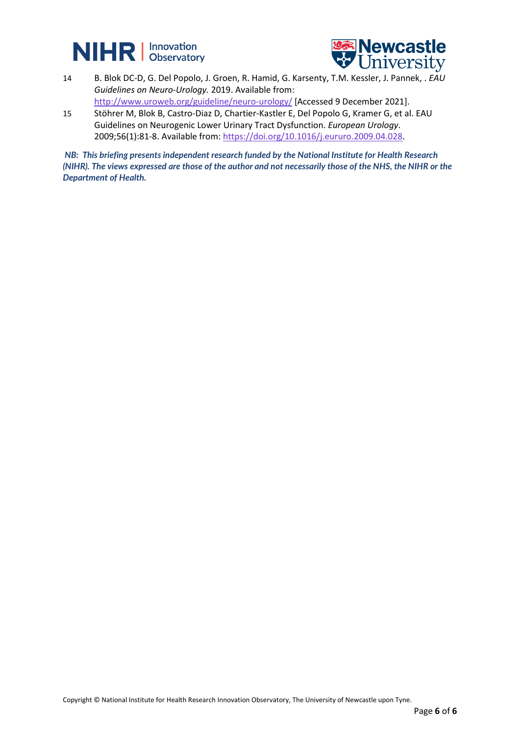14 B. Blok DC-D, G. Del Popolo, J. Groen, R. Hamid, G. Karsenty, T.M. Kessler, J. Pannek, . *EAU Guidelines on Neuro-Urology.* 2019. Available from: http://www.uroweb.org/guideline/neuro-urology/ [Accessed 9 December 2021].

15 Stöhrer M, Blok B, Castro-Diaz D, Chartier-Kastler E, Del Popolo G, Kramer G, et al. EAU Guidelines on Neurogenic Lower Urinary Tract Dysfunction. *European Urology*. 2009;56(1):81-8. Available from: https://doi.org/10.1016/j.eururo.2009.04.028.

***NB: This briefing presents independent research funded by the National Institute for Health Research (NIHR). The views expressed are those of the author and not necessarily those of the NHS, the NIHR or the Department of Health.***

Copyright © National Institute for Health Research Innovation Observatory, The University of Newcastle upon Tyne.